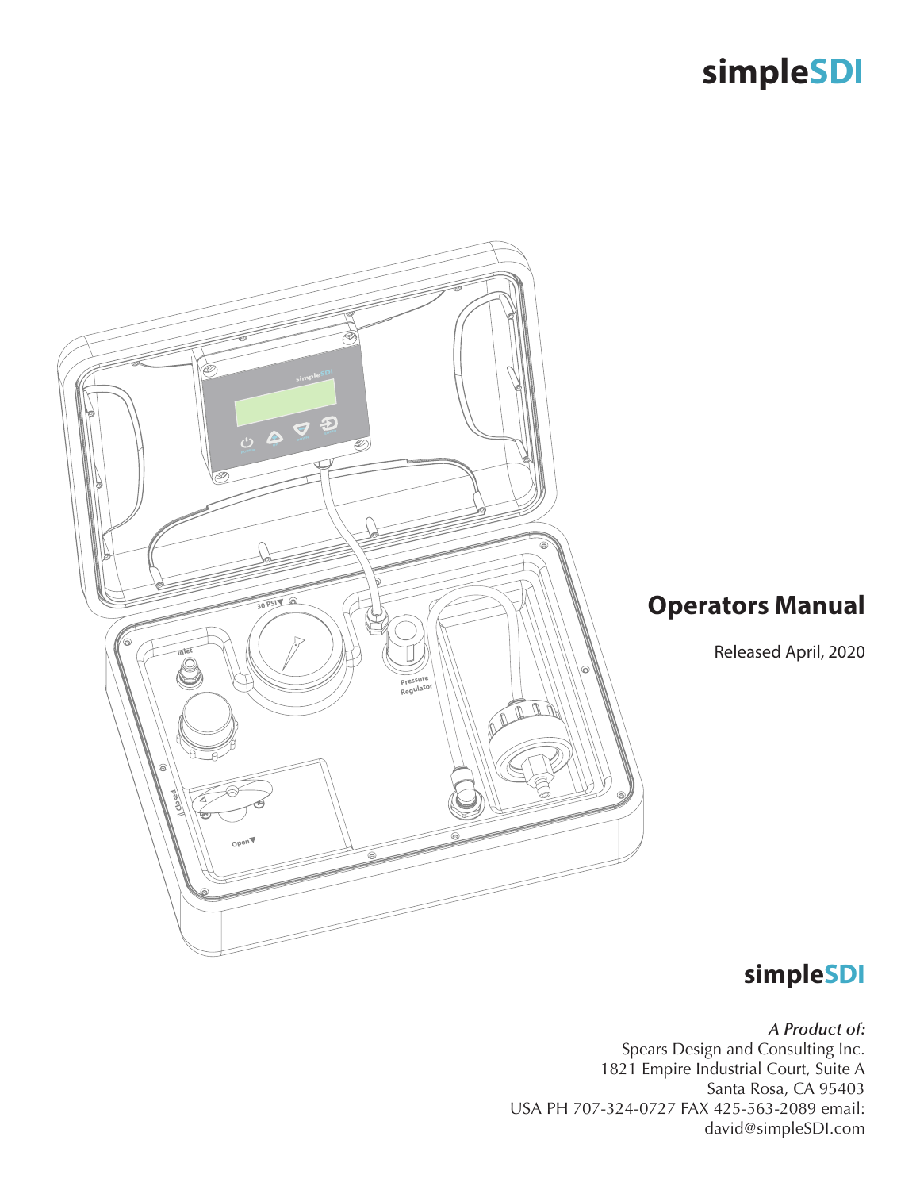# simpleSDI

## Operators Manual

Released April, 2020

**simpleSDI**

***A Product of:***
Spears Design and Consulting Inc.
1821 Empire Industrial Court, Suite A
Santa Rosa, CA 95403
USA PH 707-324-0727 FAX 425-563-2089 email:
david@simpleSDI.com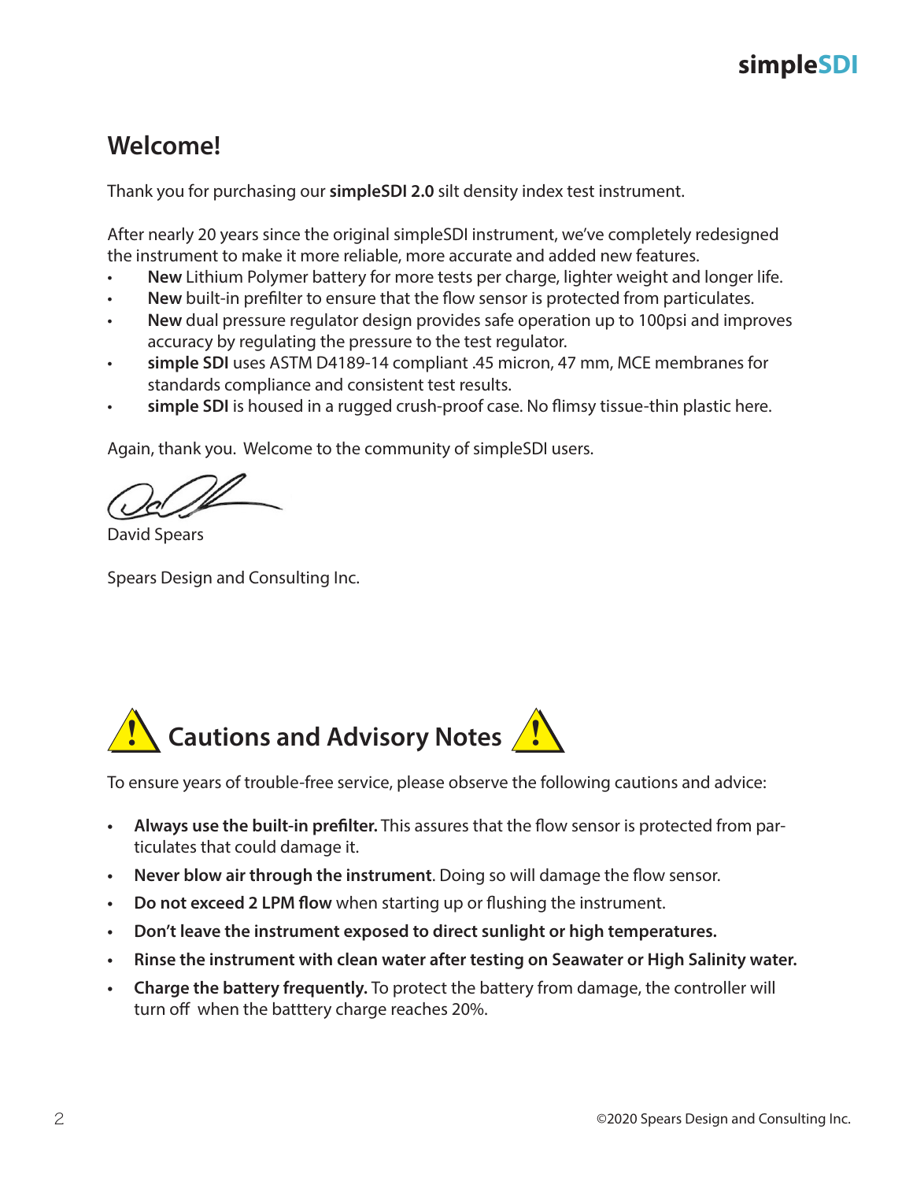## Welcome!

Thank you for purchasing our **simpleSDI 2.0** silt density index test instrument.

After nearly 20 years since the original simpleSDI instrument, we've completely redesigned the instrument to make it more reliable, more accurate and added new features.

- **New** Lithium Polymer battery for more tests per charge, lighter weight and longer life.
- **New** built-in prefilter to ensure that the flow sensor is protected from particulates.
- **New** dual pressure regulator design provides safe operation up to 100psi and improves accuracy by regulating the pressure to the test regulator.
- **simple SDI** uses ASTM D4189-14 compliant .45 micron, 47 mm, MCE membranes for standards compliance and consistent test results.
- **simple SDI** is housed in a rugged crush-proof case. No flimsy tissue-thin plastic here.

Again, thank you. Welcome to the community of simpleSDI users.

David Spears

Spears Design and Consulting Inc.

## Cautions and Advisory Notes

To ensure years of trouble-free service, please observe the following cautions and advice:

- **Always use the built-in prefilter.** This assures that the flow sensor is protected from particulates that could damage it.
- **Never blow air through the instrument**. Doing so will damage the flow sensor.
- **Do not exceed 2 LPM flow** when starting up or flushing the instrument.
- **Don't leave the instrument exposed to direct sunlight or high temperatures.**
- **Rinse the instrument with clean water after testing on Seawater or High Salinity water.**
- **Charge the battery frequently.** To protect the battery from damage, the controller will turn off when the batttery charge reaches 20%.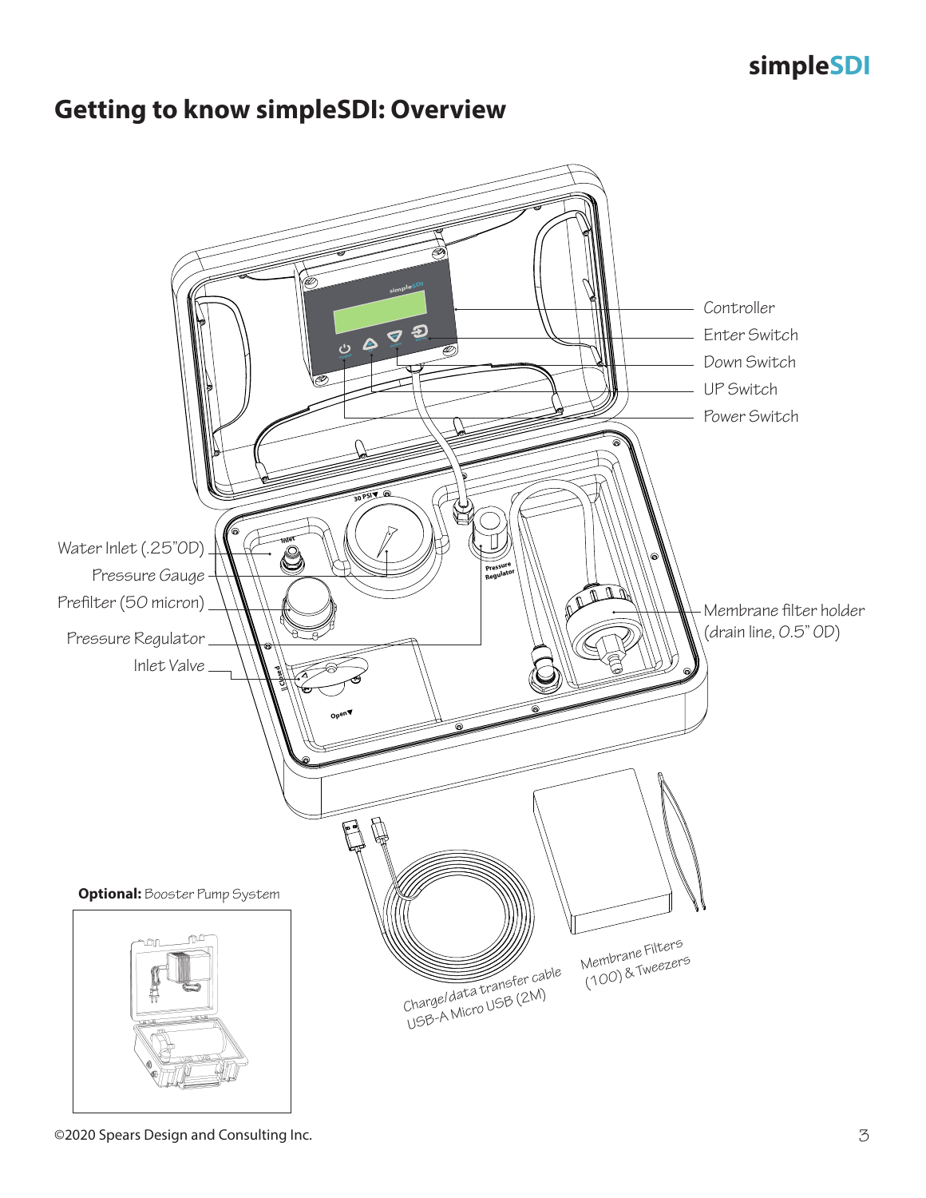## Getting to know simpleSDI: Overview

Controller

Enter Switch

Down Switch

UP Switch

Power Switch

Water Inlet (.25"OD)

Pressure Gauge

Prefilter (50 micron)

Pressure Regulator

Inlet Valve

Membrane filter holder (drain line, 0.5" OD)

**Optional:** Booster Pump System

Charge/data transfer cable USB-A Micro USB (2M)

Membrane Filters (100) & Tweezers

©2020 Spears Design and Consulting Inc.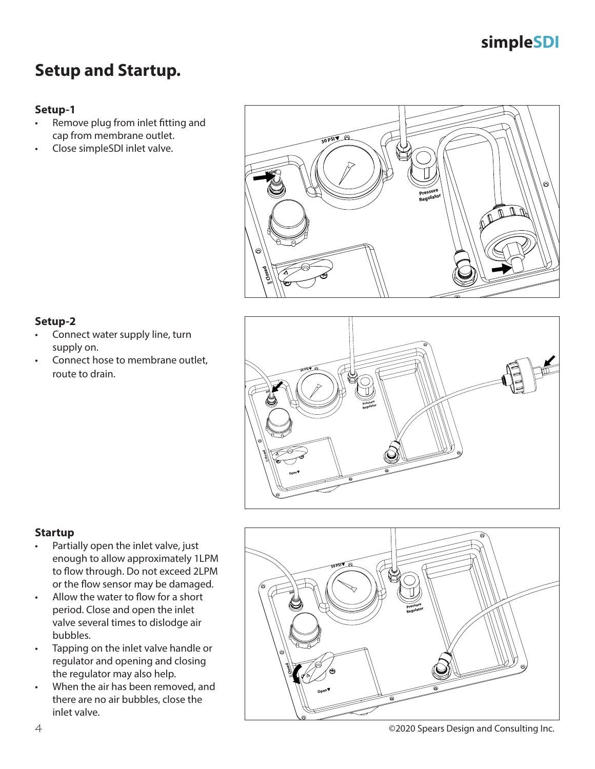# Setup and Startup.

### Setup-1

- Remove plug from inlet fitting and cap from membrane outlet.
- Close simpleSDI inlet valve.

### Setup-2

- Connect water supply line, turn supply on.
- Connect hose to membrane outlet, route to drain.

### Startup

- Partially open the inlet valve, just enough to allow approximately 1LPM to flow through. Do not exceed 2LPM or the flow sensor may be damaged.
- Allow the water to flow for a short period. Close and open the inlet valve several times to dislodge air bubbles.
- Tapping on the inlet valve handle or regulator and opening and closing the regulator may also help.
- When the air has been removed, and there are no air bubbles, close the inlet valve.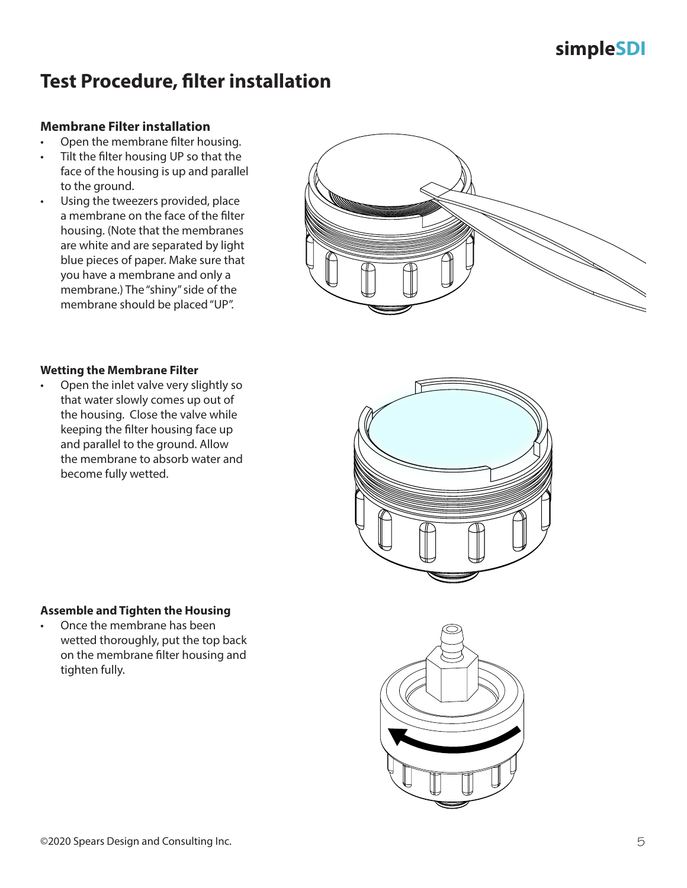# Test Procedure, filter installation

### Membrane Filter installation

- Open the membrane filter housing.
- Tilt the filter housing UP so that the face of the housing is up and parallel to the ground.
- Using the tweezers provided, place a membrane on the face of the filter housing. (Note that the membranes are white and are separated by light blue pieces of paper. Make sure that you have a membrane and only a membrane.) The "shiny" side of the membrane should be placed "UP".

### Wetting the Membrane Filter

- Open the inlet valve very slightly so that water slowly comes up out of the housing. Close the valve while keeping the filter housing face up and parallel to the ground. Allow the membrane to absorb water and become fully wetted.

### Assemble and Tighten the Housing

- Once the membrane has been wetted thoroughly, put the top back on the membrane filter housing and tighten fully.

©2020 Spears Design and Consulting Inc.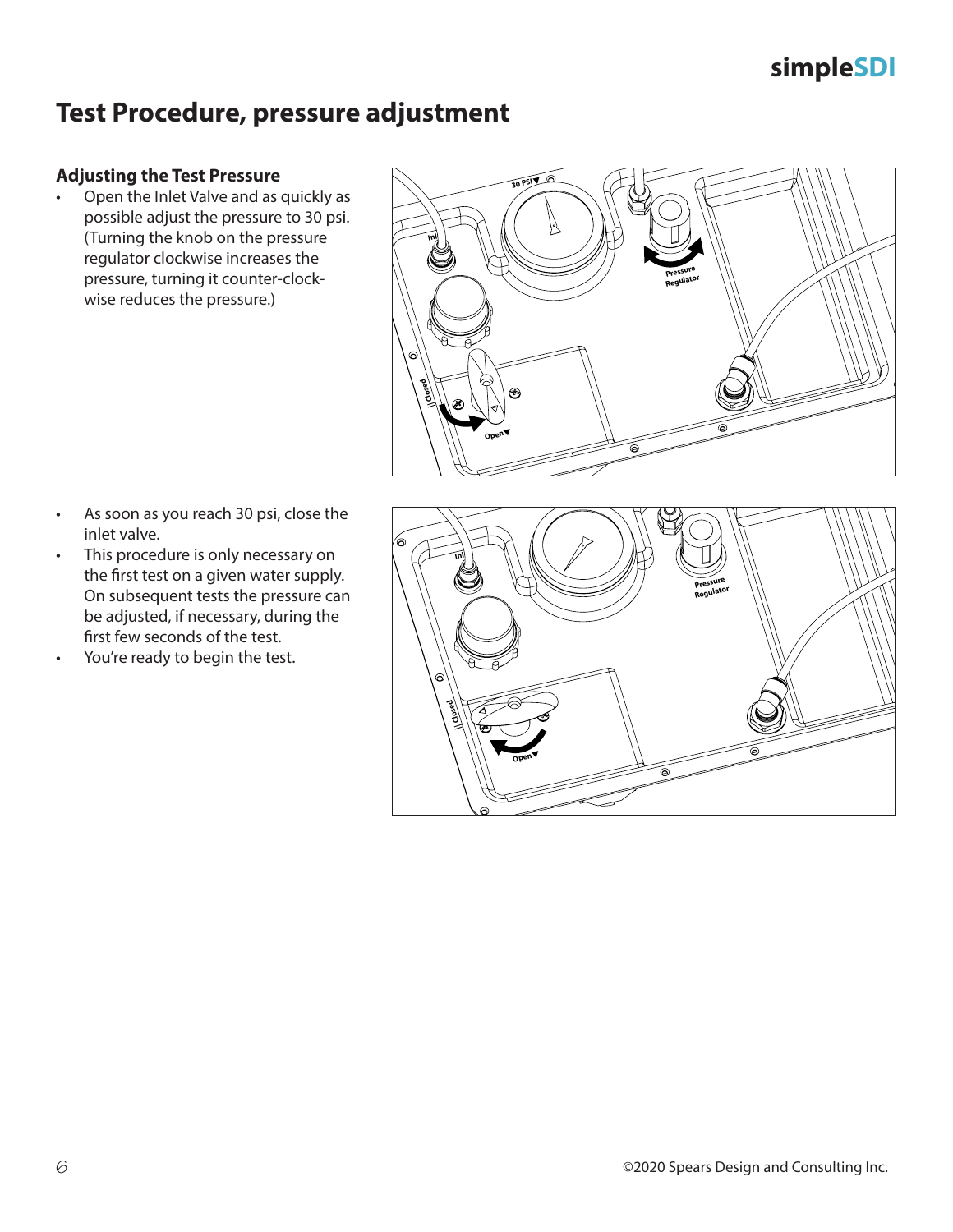# Test Procedure, pressure adjustment

### Adjusting the Test Pressure

- Open the Inlet Valve and as quickly as possible adjust the pressure to 30 psi. (Turning the knob on the pressure regulator clockwise increases the pressure, turning it counter-clockwise reduces the pressure.)

- As soon as you reach 30 psi, close the inlet valve.
- This procedure is only necessary on the first test on a given water supply. On subsequent tests the pressure can be adjusted, if necessary, during the first few seconds of the test.
- You're ready to begin the test.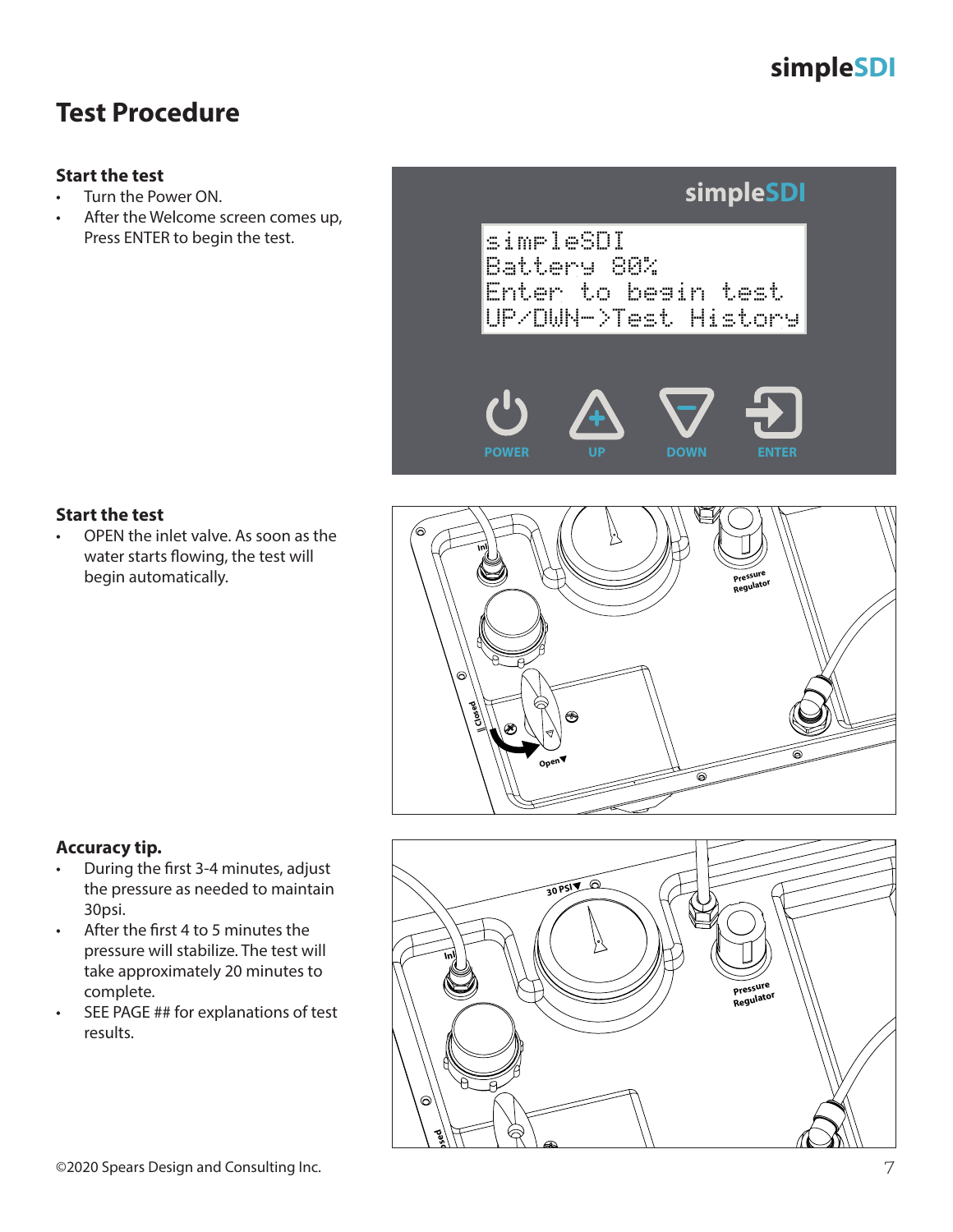# Test Procedure

### Start the test

- Turn the Power ON.
- After the Welcome screen comes up, Press ENTER to begin the test.

### Start the test

- OPEN the inlet valve. As soon as the water starts flowing, the test will begin automatically.

### Accuracy tip.

- During the first 3-4 minutes, adjust the pressure as needed to maintain 30psi.
- After the first 4 to 5 minutes the pressure will stabilize. The test will take approximately 20 minutes to complete.
- SEE PAGE ## for explanations of test results.

©2020 Spears Design and Consulting Inc.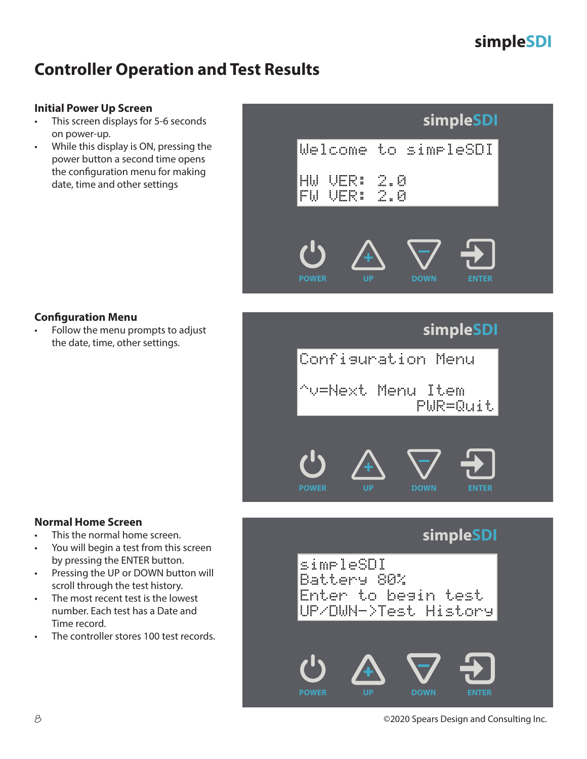## Controller Operation and Test Results

### Initial Power Up Screen

- This screen displays for 5-6 seconds on power-up.
- While this display is ON, pressing the power button a second time opens the configuration menu for making date, time and other settings

```
Welcome to simpleSDI

HW VER: 2.0
FW VER: 2.0
```

POWER UP DOWN ENTER

### Configuration Menu

- Follow the menu prompts to adjust the date, time, other settings.

```
Configuration Menu

^v=Next Menu Item
          PWR=Quit
```

POWER UP DOWN ENTER

### Normal Home Screen

- This the normal home screen.
- You will begin a test from this screen by pressing the ENTER button.
- Pressing the UP or DOWN button will scroll through the test history.
- The most recent test is the lowest number. Each test has a Date and Time record.
- The controller stores 100 test records.

```
simpleSDI
Battery 80%
Enter to begin test
UP/DWN->Test History
```

POWER UP DOWN ENTER

©2020 Spears Design and Consulting Inc.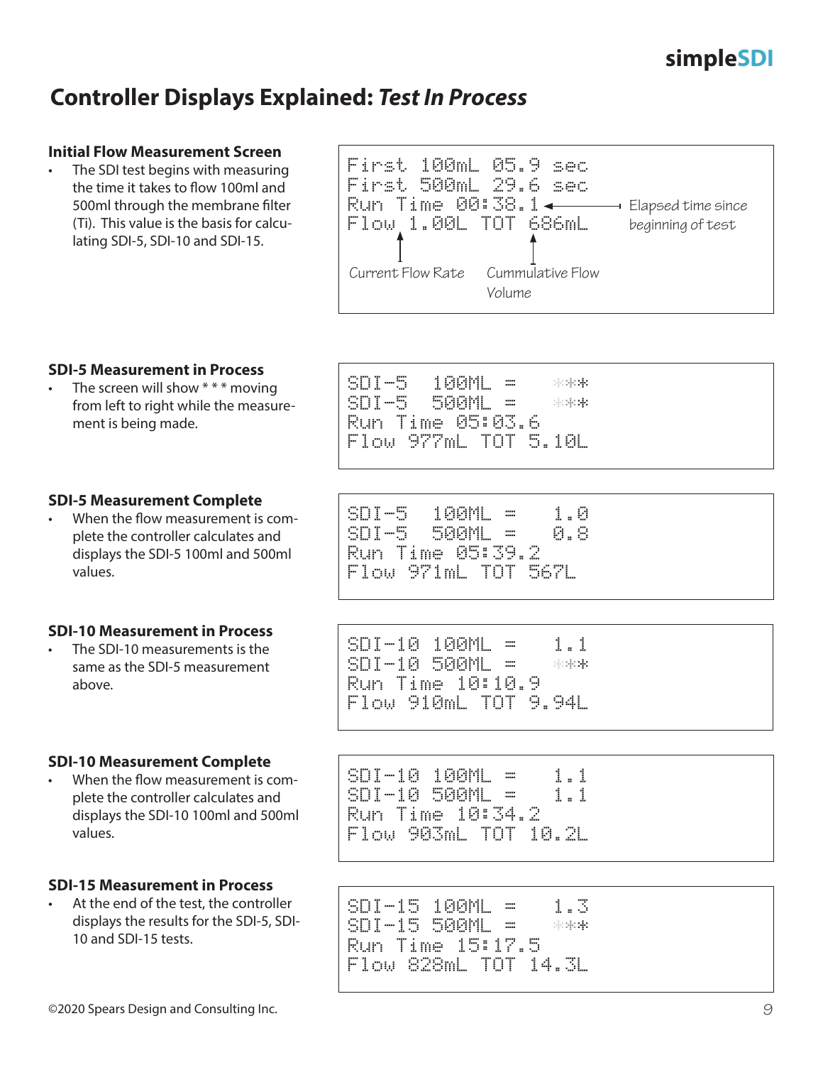# Controller Displays Explained: *Test In Process*

### Initial Flow Measurement Screen

- The SDI test begins with measuring the time it takes to flow 100ml and 500ml through the membrane filter (Ti). This value is the basis for calculating SDI-5, SDI-10 and SDI-15.

```
First 100mL 05.9 sec
First 500mL 29.6 sec
Run Time 00:38.1
Flow 1.00L TOT 686mL
```

Elapsed time since beginning of test (Run Time)

Current Flow Rate (Flow)

Cummulative Flow Volume (TOT)

### SDI-5 Measurement in Process

- The screen will show * * * moving from left to right while the measurement is being made.

```
SDI-5  100ML =   ***
SDI-5  500ML =   ***
Run Time 05:03.6
Flow 977mL TOT 5.10L
```

### SDI-5 Measurement Complete

- When the flow measurement is complete the controller calculates and displays the SDI-5 100ml and 500ml values.

```
SDI-5  100ML =   1.0
SDI-5  500ML =   0.8
Run Time 05:39.2
Flow 971mL TOT 567L
```

### SDI-10 Measurement in Process

- The SDI-10 measurements is the same as the SDI-5 measurement above.

```
SDI-10 100ML =   1.1
SDI-10 500ML =   ***
Run Time 10:10.9
Flow 910mL TOT 9.94L
```

### SDI-10 Measurement Complete

- When the flow measurement is complete the controller calculates and displays the SDI-10 100ml and 500ml values.

```
SDI-10 100ML =   1.1
SDI-10 500ML =   1.1
Run Time 10:34.2
Flow 903mL TOT 10.2L
```

### SDI-15 Measurement in Process

- At the end of the test, the controller displays the results for the SDI-5, SDI-10 and SDI-15 tests.

```
SDI-15 100ML =   1.3
SDI-15 500ML =   ***
Run Time 15:17.5
Flow 828mL TOT 14.3L
```

©2020 Spears Design and Consulting Inc.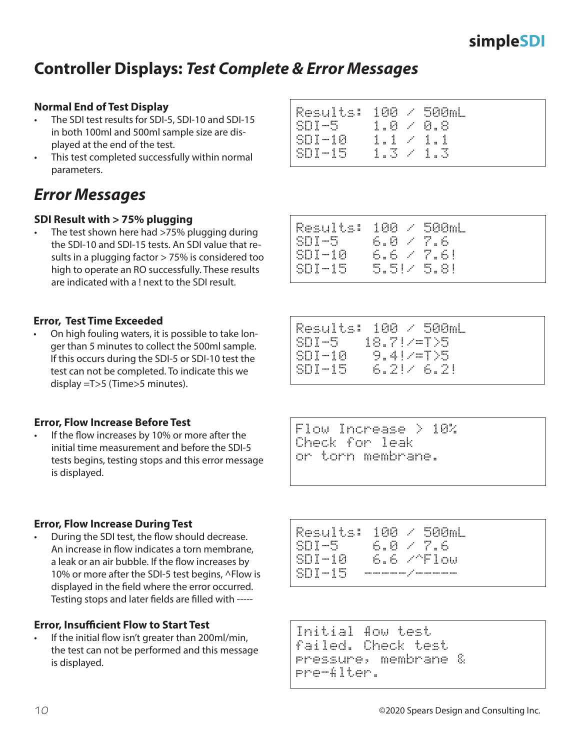## Controller Displays: *Test Complete & Error Messages*

### Normal End of Test Display

- The SDI test results for SDI-5, SDI-10 and SDI-15 in both 100ml and 500ml sample size are displayed at the end of the test.
- This test completed successfully within normal parameters.

```
Results:  100 / 500mL
SDI-5     1.0 / 0.8
SDI-10    1.1 / 1.1
SDI-15    1.3 / 1.3
```

## *Error Messages*

### SDI Result with > 75% plugging

- The test shown here had >75% plugging during the SDI-10 and SDI-15 tests. An SDI value that results in a plugging factor > 75% is considered too high to operate an RO successfully. These results are indicated with a ! next to the SDI result.

```
Results:  100 / 500mL
SDI-5     6.0 / 7.6
SDI-10    6.6 / 7.6!
SDI-15    5.5!/ 5.8!
```

### Error, Test Time Exceeded

- On high fouling waters, it is possible to take longer than 5 minutes to collect the 500ml sample. If this occurs during the SDI-5 or SDI-10 test the test can not be completed. To indicate this we display =T>5 (Time>5 minutes).

```
Results:  100 / 500mL
SDI-5    18.7!/=T>5
SDI-10    9.4!/=T>5
SDI-15    6.2!/ 6.2!
```

### Error, Flow Increase Before Test

- If the flow increases by 10% or more after the initial time measurement and before the SDI-5 tests begins, testing stops and this error message is displayed.

```
Flow Increase > 10%
Check for leak
or torn membrane.
```

### Error, Flow Increase During Test

- During the SDI test, the flow should decrease. An increase in flow indicates a torn membrane, a leak or an air bubble. If the flow increases by 10% or more after the SDI-5 test begins, ^Flow is displayed in the field where the error occurred. Testing stops and later fields are filled with -----

```
Results:  100 / 500mL
SDI-5     6.0 / 7.6
SDI-10    6.6 /^Flow
SDI-15   -----/-----
```

### Error, Insufficient Flow to Start Test

- If the initial flow isn't greater than 200ml/min, the test can not be performed and this message is displayed.

```
Initial flow test
failed. Check test
pressure, membrane &
pre-filter.
```

©2020 Spears Design and Consulting Inc.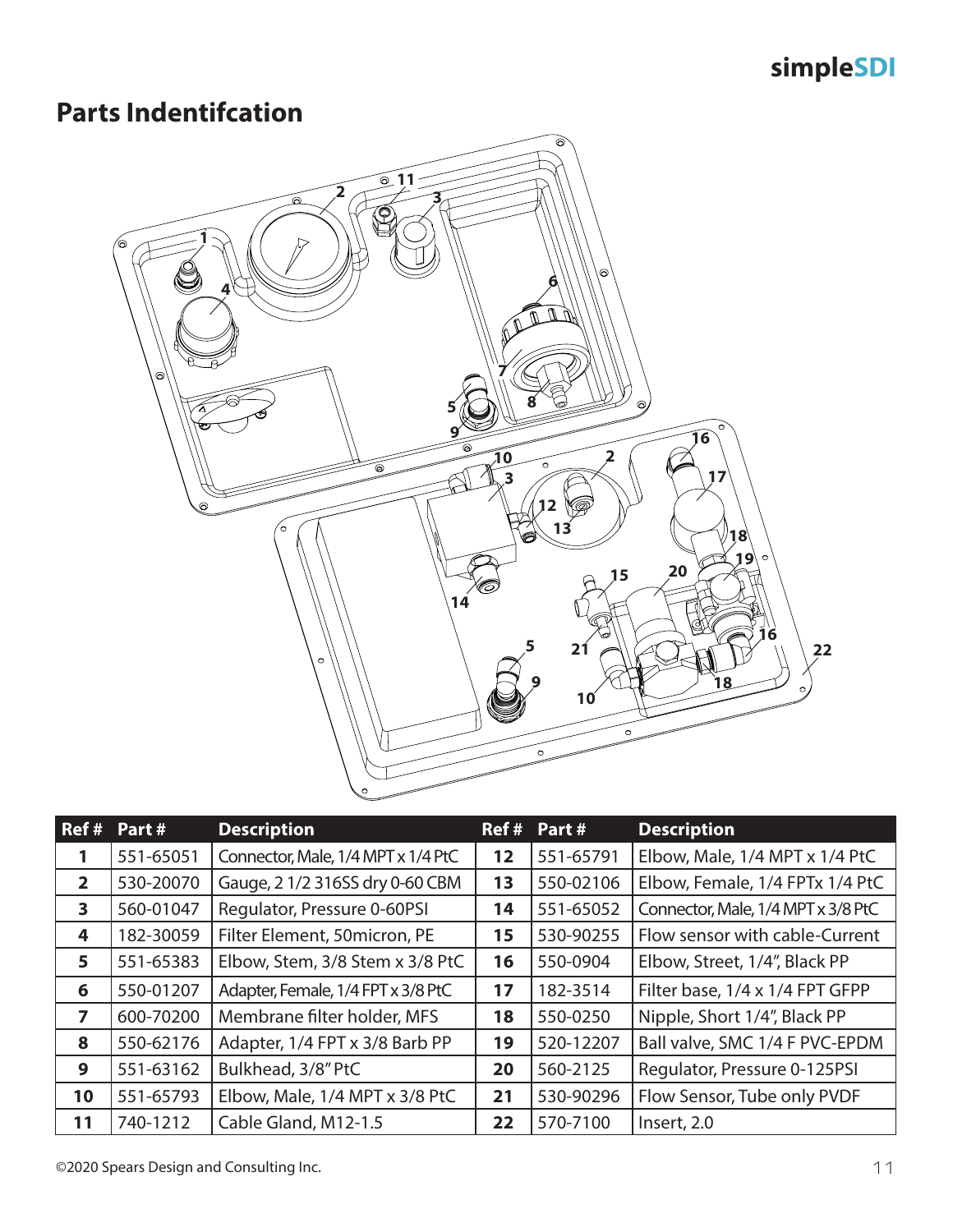simpleSDI

## Parts Indentifcation

| Ref # | Part # | Description | Ref # | Part # | Description |
|---|---|---|---|---|---|
| 1 | 551-65051 | Connector, Male, 1/4 MPT x 1/4 PtC | 12 | 551-65791 | Elbow, Male, 1/4 MPT x 1/4 PtC |
| 2 | 530-20070 | Gauge, 2 1/2 316SS dry 0-60 CBM | 13 | 550-02106 | Elbow, Female, 1/4 FPTx 1/4 PtC |
| 3 | 560-01047 | Regulator, Pressure 0-60PSI | 14 | 551-65052 | Connector, Male, 1/4 MPT x 3/8 PtC |
| 4 | 182-30059 | Filter Element, 50micron, PE | 15 | 530-90255 | Flow sensor with cable-Current |
| 5 | 551-65383 | Elbow, Stem, 3/8 Stem x 3/8 PtC | 16 | 550-0904 | Elbow, Street, 1/4", Black PP |
| 6 | 550-01207 | Adapter, Female, 1/4 FPT x 3/8 PtC | 17 | 182-3514 | Filter base, 1/4 x 1/4 FPT GFPP |
| 7 | 600-70200 | Membrane filter holder, MFS | 18 | 550-0250 | Nipple, Short 1/4", Black PP |
| 8 | 550-62176 | Adapter, 1/4 FPT x 3/8 Barb PP | 19 | 520-12207 | Ball valve, SMC 1/4 F PVC-EPDM |
| 9 | 551-63162 | Bulkhead, 3/8" PtC | 20 | 560-2125 | Regulator, Pressure 0-125PSI |
| 10 | 551-65793 | Elbow, Male, 1/4 MPT x 3/8 PtC | 21 | 530-90296 | Flow Sensor, Tube only PVDF |
| 11 | 740-1212 | Cable Gland, M12-1.5 | 22 | 570-7100 | Insert, 2.0 |

©2020 Spears Design and Consulting Inc.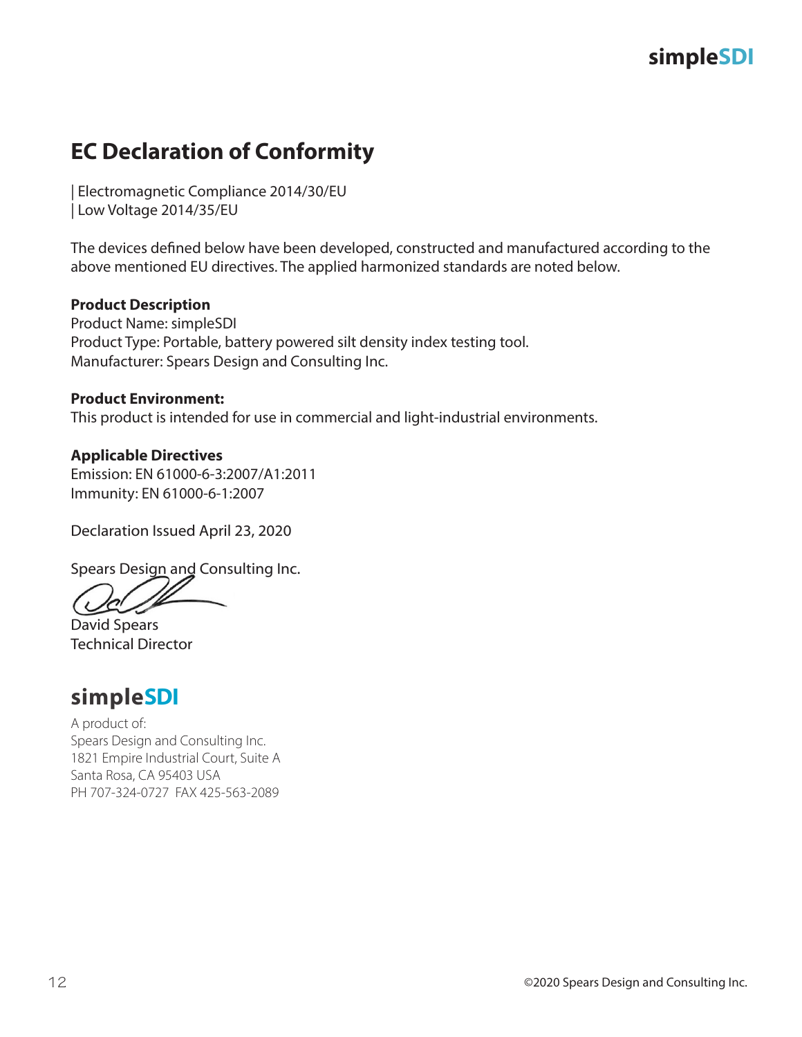# EC Declaration of Conformity

| Electromagnetic Compliance 2014/30/EU
| Low Voltage 2014/35/EU

The devices defined below have been developed, constructed and manufactured according to the above mentioned EU directives. The applied harmonized standards are noted below.

**Product Description**
Product Name: simpleSDI
Product Type: Portable, battery powered silt density index testing tool.
Manufacturer: Spears Design and Consulting Inc.

**Product Environment:**
This product is intended for use in commercial and light-industrial environments.

**Applicable Directives**
Emission: EN 61000-6-3:2007/A1:2011
Immunity: EN 61000-6-1:2007

Declaration Issued April 23, 2020

Spears Design and Consulting Inc.

David Spears
Technical Director

## simpleSDI

A product of:
Spears Design and Consulting Inc.
1821 Empire Industrial Court, Suite A
Santa Rosa, CA 95403 USA
PH 707-324-0727 FAX 425-563-2089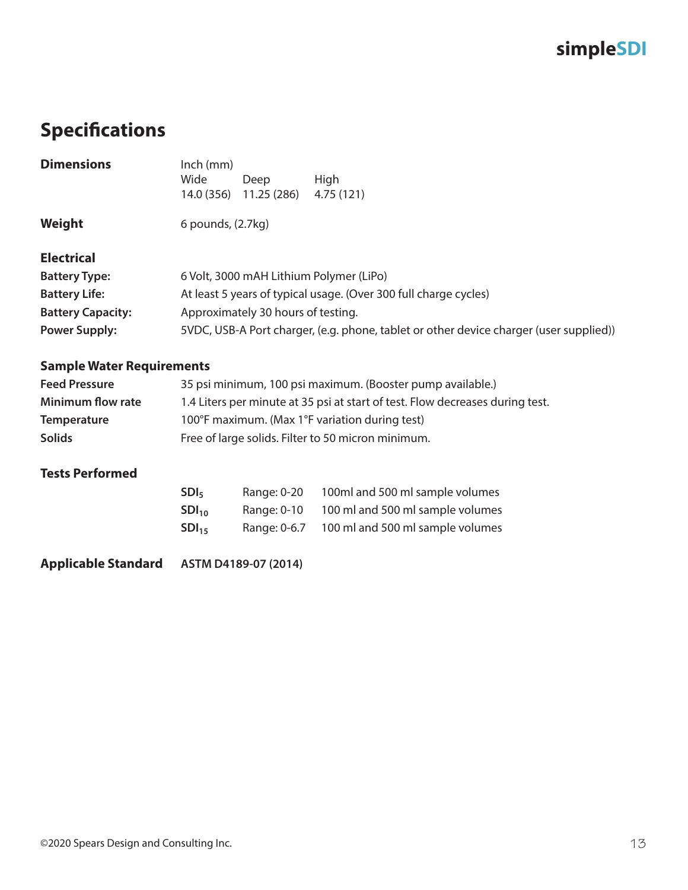# Specifications

**Dimensions**

| Inch (mm) | | |
|---|---|---|
| Wide | Deep | High |
| 14.0 (356) | 11.25 (286) | 4.75 (121) |

**Weight** 6 pounds, (2.7kg)

## Electrical

| | |
|---|---|
| **Battery Type:** | 6 Volt, 3000 mAH Lithium Polymer (LiPo) |
| **Battery Life:** | At least 5 years of typical usage. (Over 300 full charge cycles) |
| **Battery Capacity:** | Approximately 30 hours of testing. |
| **Power Supply:** | 5VDC, USB-A Port charger, (e.g. phone, tablet or other device charger (user supplied)) |

## Sample Water Requirements

| | |
|---|---|
| **Feed Pressure** | 35 psi minimum, 100 psi maximum. (Booster pump available.) |
| **Minimum flow rate** | 1.4 Liters per minute at 35 psi at start of test. Flow decreases during test. |
| **Temperature** | 100°F maximum. (Max 1°F variation during test) |
| **Solids** | Free of large solids. Filter to 50 micron minimum. |

## Tests Performed

| Test | Range | Sample volumes |
|---|---|---|
| **$SDI_5$** | Range: 0-20 | 100ml and 500 ml sample volumes |
| **$SDI_{10}$** | Range: 0-10 | 100 ml and 500 ml sample volumes |
| **$SDI_{15}$** | Range: 0-6.7 | 100 ml and 500 ml sample volumes |

**Applicable Standard** **ASTM D4189-07 (2014)**

©2020 Spears Design and Consulting Inc.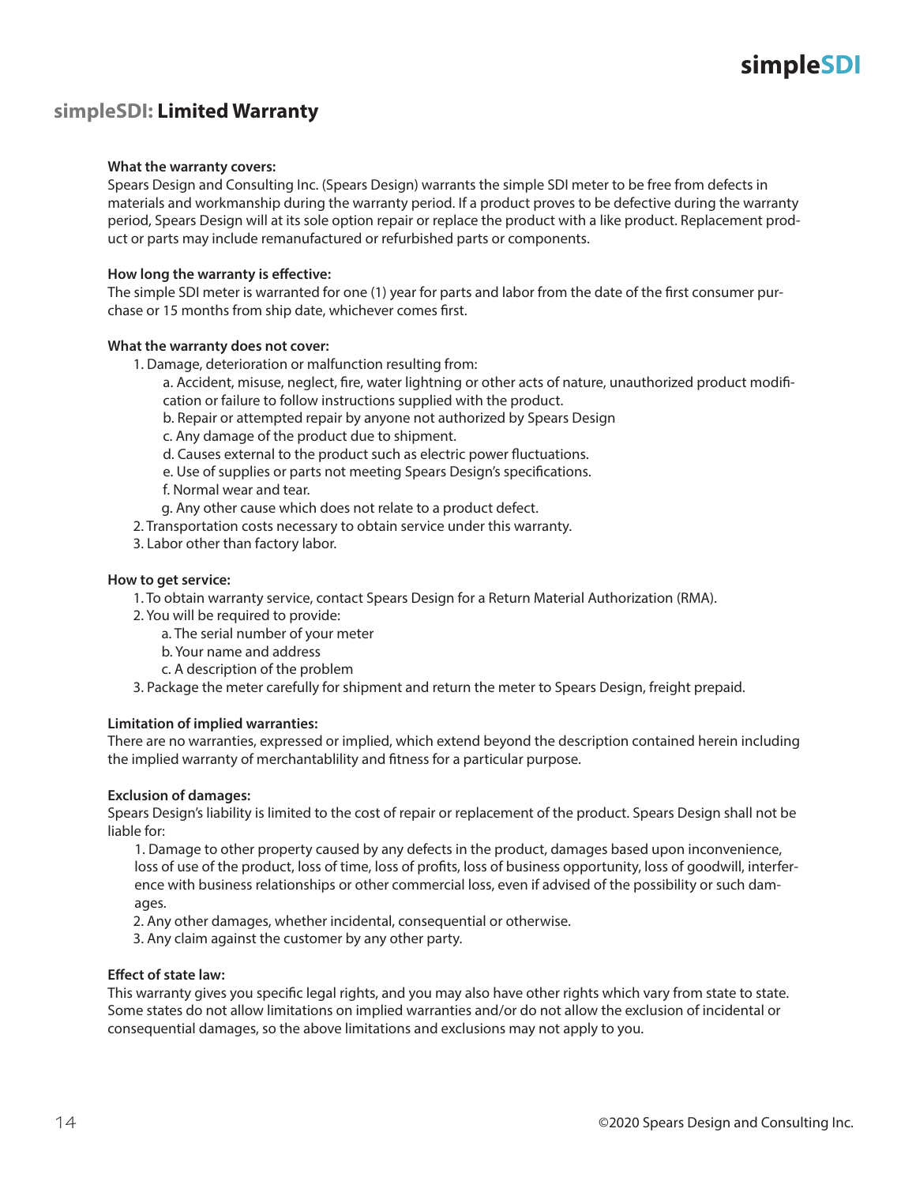## simpleSDI: Limited Warranty

**What the warranty covers:**

Spears Design and Consulting Inc. (Spears Design) warrants the simple SDI meter to be free from defects in materials and workmanship during the warranty period. If a product proves to be defective during the warranty period, Spears Design will at its sole option repair or replace the product with a like product. Replacement product or parts may include remanufactured or refurbished parts or components.

**How long the warranty is effective:**

The simple SDI meter is warranted for one (1) year for parts and labor from the date of the first consumer purchase or 15 months from ship date, whichever comes first.

**What the warranty does not cover:**

1. Damage, deterioration or malfunction resulting from:
    - a. Accident, misuse, neglect, fire, water lightning or other acts of nature, unauthorized product modification or failure to follow instructions supplied with the product.
    - b. Repair or attempted repair by anyone not authorized by Spears Design
    - c. Any damage of the product due to shipment.
    - d. Causes external to the product such as electric power fluctuations.
    - e. Use of supplies or parts not meeting Spears Design's specifications.
    - f. Normal wear and tear.
    - g. Any other cause which does not relate to a product defect.
2. Transportation costs necessary to obtain service under this warranty.
3. Labor other than factory labor.

**How to get service:**

1. To obtain warranty service, contact Spears Design for a Return Material Authorization (RMA).
2. You will be required to provide:
    - a. The serial number of your meter
    - b. Your name and address
    - c. A description of the problem
3. Package the meter carefully for shipment and return the meter to Spears Design, freight prepaid.

**Limitation of implied warranties:**

There are no warranties, expressed or implied, which extend beyond the description contained herein including the implied warranty of merchantablility and fitness for a particular purpose.

**Exclusion of damages:**

Spears Design's liability is limited to the cost of repair or replacement of the product. Spears Design shall not be liable for:

1. Damage to other property caused by any defects in the product, damages based upon inconvenience, loss of use of the product, loss of time, loss of profits, loss of business opportunity, loss of goodwill, interference with business relationships or other commercial loss, even if advised of the possibility or such damages.
2. Any other damages, whether incidental, consequential or otherwise.
3. Any claim against the customer by any other party.

**Effect of state law:**

This warranty gives you specific legal rights, and you may also have other rights which vary from state to state. Some states do not allow limitations on implied warranties and/or do not allow the exclusion of incidental or consequential damages, so the above limitations and exclusions may not apply to you.

©2020 Spears Design and Consulting Inc.